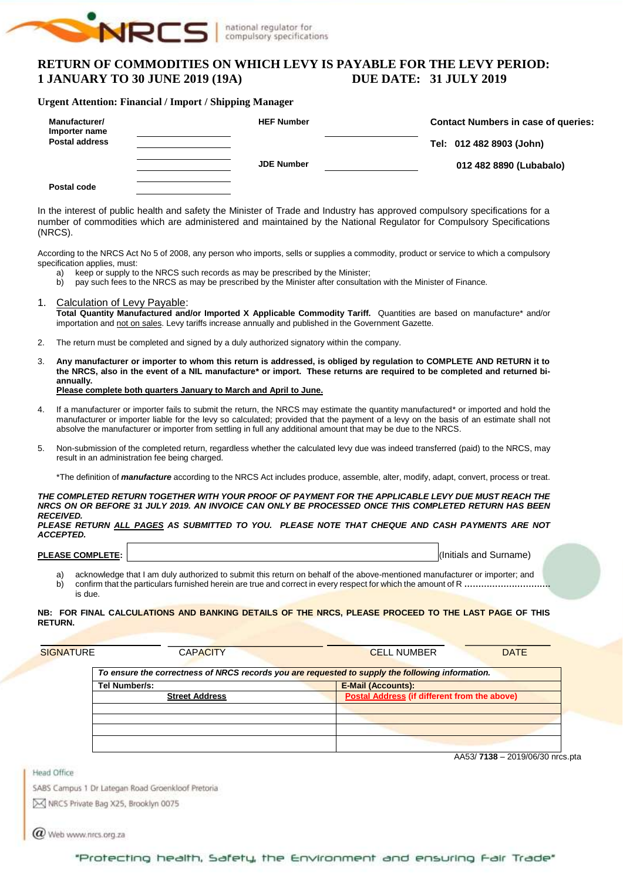NRCS | national regulator for compulsory specifications

# RETURN OF COMMODITIES ON WHICH LEVY IS PAYABLE FOR THE LEVY PERIOD: 1 JANUARY TO 30 JUNE 2019 (19A) DUE DATE: 31 JULY 2019

**Urgent Attention: Financial / Import / Shipping Manager**

| | | | | |
|---|---|---|---|---|
| **Manufacturer/ Importer name** | | **HEF Number** | | **Contact Numbers in case of queries:** |
| **Postal address** | | | | **Tel: 012 482 8903 (John)** |
| | | **JDE Number** | | **012 482 8890 (Lubabalo)** |
| **Postal code** | | | | |

In the interest of public health and safety the Minister of Trade and Industry has approved compulsory specifications for a number of commodities which are administered and maintained by the National Regulator for Compulsory Specifications (NRCS).

According to the NRCS Act No 5 of 2008, any person who imports, sells or supplies a commodity, product or service to which a compulsory specification applies, must:

a) keep or supply to the NRCS such records as may be prescribed by the Minister;
b) pay such fees to the NRCS as may be prescribed by the Minister after consultation with the Minister of Finance.

1. Calculation of Levy Payable:
   **Total Quantity Manufactured and/or Imported X Applicable Commodity Tariff.** Quantities are based on manufacture* and/or importation and not on sales. Levy tariffs increase annually and published in the Government Gazette.

2. The return must be completed and signed by a duly authorized signatory within the company.

3. **Any manufacturer or importer to whom this return is addressed, is obliged by regulation to COMPLETE AND RETURN it to the NRCS, also in the event of a NIL manufacture* or import. These returns are required to be completed and returned bi-annually.**
   **Please complete both quarters January to March and April to June.**

4. If a manufacturer or importer fails to submit the return, the NRCS may estimate the quantity manufactured* or imported and hold the manufacturer or importer liable for the levy so calculated; provided that the payment of a levy on the basis of an estimate shall not absolve the manufacturer or importer from settling in full any additional amount that may be due to the NRCS.

5. Non-submission of the completed return, regardless whether the calculated levy due was indeed transferred (paid) to the NRCS, may result in an administration fee being charged.

   *The definition of ***manufacture*** according to the NRCS Act includes produce, assemble, alter, modify, adapt, convert, process or treat.

***THE COMPLETED RETURN TOGETHER WITH YOUR PROOF OF PAYMENT FOR THE APPLICABLE LEVY DUE MUST REACH THE NRCS ON OR BEFORE 31 JULY 2019. AN INVOICE CAN ONLY BE PROCESSED ONCE THIS COMPLETED RETURN HAS BEEN RECEIVED.***
***PLEASE RETURN ALL PAGES AS SUBMITTED TO YOU. PLEASE NOTE THAT CHEQUE AND CASH PAYMENTS ARE NOT ACCEPTED.***

**PLEASE COMPLETE:** ______________________ (Initials and Surname)

a) acknowledge that I am duly authorized to submit this return on behalf of the above-mentioned manufacturer or importer; and
b) confirm that the particulars furnished herein are true and correct in every respect for which the amount of R ............................... is due.

**NB: FOR FINAL CALCULATIONS AND BANKING DETAILS OF THE NRCS, PLEASE PROCEED TO THE LAST PAGE OF THIS RETURN.**

| SIGNATURE | CAPACITY | CELL NUMBER | DATE |
|---|---|---|---|
| | | | |

| *To ensure the correctness of NRCS records you are requested to supply the following information.* | |
|---|---|
| **Tel Number/s:** | **E-Mail (Accounts):** |
| **Street Address** | **Postal Address (if different from the above)** |
| | |
| | |
| | |
| | |

AA53/ **7138** – 2019/06/30 nrcs.pta

Head Office
SABS Campus 1 Dr Lategan Road Groenkloof Pretoria
NRCS Private Bag X25, Brooklyn 0075
Web www.nrcs.org.za

"Protecting health, Safety, the Environment and ensuring Fair Trade"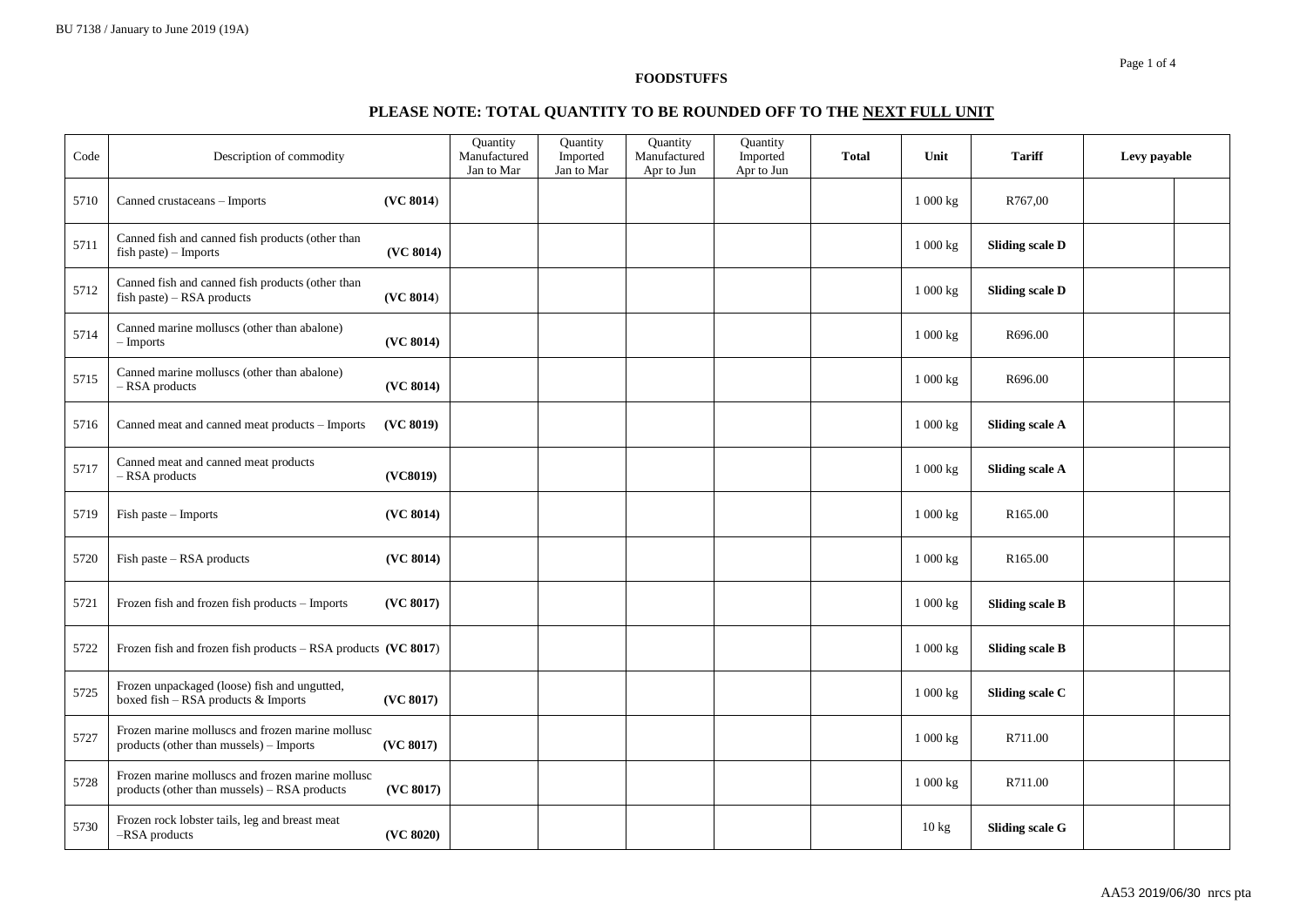**FOODSTUFFS**

**PLEASE NOTE: TOTAL QUANTITY TO BE ROUNDED OFF TO THE NEXT FULL UNIT**

| Code | Description of commodity | Quantity Manufactured Jan to Mar | Quantity Imported Jan to Mar | Quantity Manufactured Apr to Jun | Quantity Imported Apr to Jun | Total | Unit | Tariff | Levy payable | |
|---|---|---|---|---|---|---|---|---|---|---|
| 5710 | Canned crustaceans – Imports **(VC 8014)** | | | | | | 1 000 kg | R767,00 | | |
| 5711 | Canned fish and canned fish products (other than fish paste) – Imports **(VC 8014)** | | | | | | 1 000 kg | **Sliding scale D** | | |
| 5712 | Canned fish and canned fish products (other than fish paste) – RSA products **(VC 8014)** | | | | | | 1 000 kg | **Sliding scale D** | | |
| 5714 | Canned marine molluscs (other than abalone) – Imports **(VC 8014)** | | | | | | 1 000 kg | R696.00 | | |
| 5715 | Canned marine molluscs (other than abalone) – RSA products **(VC 8014)** | | | | | | 1 000 kg | R696.00 | | |
| 5716 | Canned meat and canned meat products – Imports **(VC 8019)** | | | | | | 1 000 kg | **Sliding scale A** | | |
| 5717 | Canned meat and canned meat products – RSA products **(VC8019)** | | | | | | 1 000 kg | **Sliding scale A** | | |
| 5719 | Fish paste – Imports **(VC 8014)** | | | | | | 1 000 kg | R165.00 | | |
| 5720 | Fish paste – RSA products **(VC 8014)** | | | | | | 1 000 kg | R165.00 | | |
| 5721 | Frozen fish and frozen fish products – Imports **(VC 8017)** | | | | | | 1 000 kg | **Sliding scale B** | | |
| 5722 | Frozen fish and frozen fish products – RSA products **(VC 8017)** | | | | | | 1 000 kg | **Sliding scale B** | | |
| 5725 | Frozen unpackaged (loose) fish and ungutted, boxed fish – RSA products & Imports **(VC 8017)** | | | | | | 1 000 kg | **Sliding scale C** | | |
| 5727 | Frozen marine molluscs and frozen marine mollusc products (other than mussels) – Imports **(VC 8017)** | | | | | | 1 000 kg | R711.00 | | |
| 5728 | Frozen marine molluscs and frozen marine mollusc products (other than mussels) – RSA products **(VC 8017)** | | | | | | 1 000 kg | R711.00 | | |
| 5730 | Frozen rock lobster tails, leg and breast meat –RSA products **(VC 8020)** | | | | | | 10 kg | **Sliding scale G** | | |

AA53 2019/06/30 nrcs pta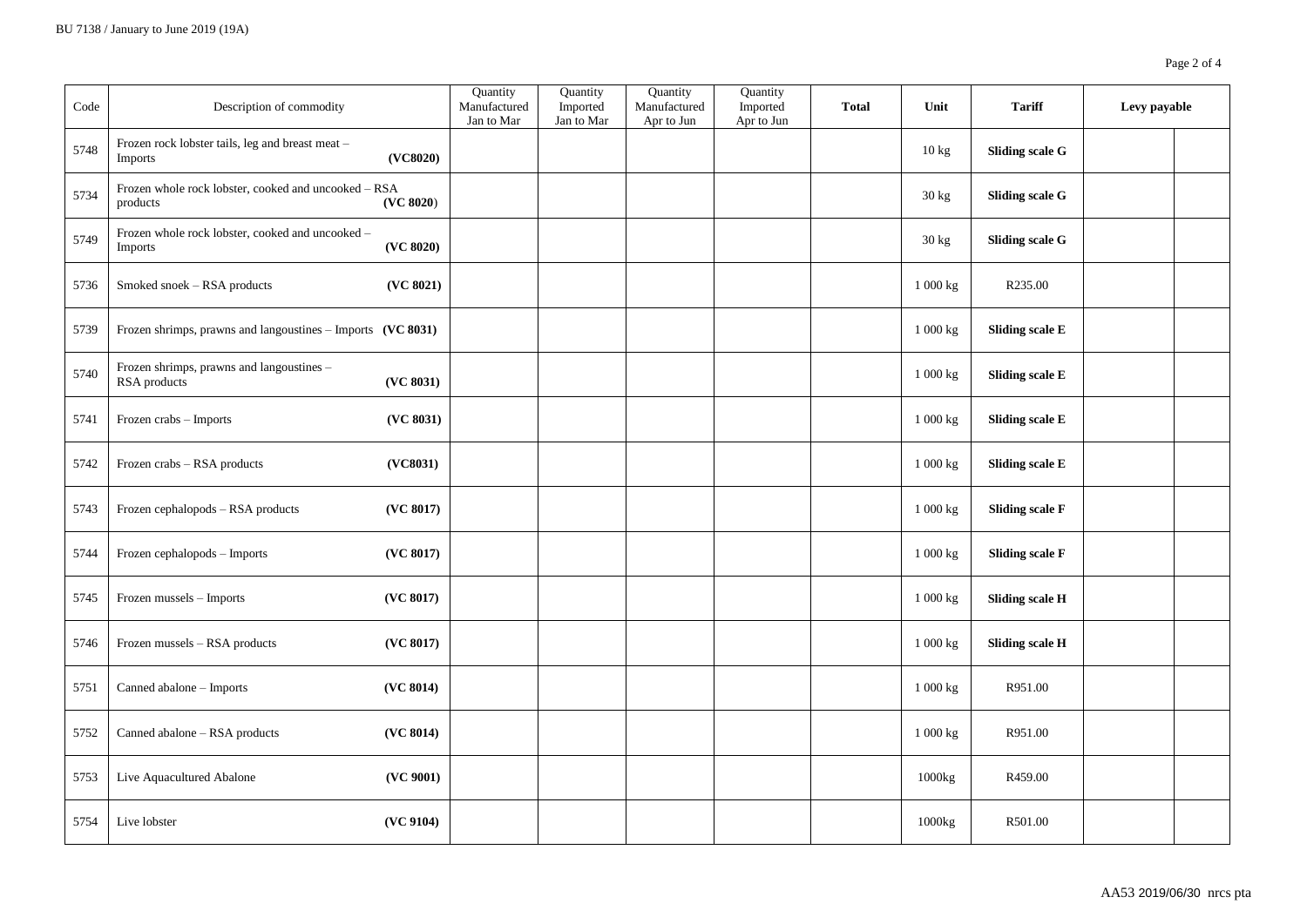| Code | Description of commodity | Quantity Manufactured Jan to Mar | Quantity Imported Jan to Mar | Quantity Manufactured Apr to Jun | Quantity Imported Apr to Jun | **Total** | Unit | **Tariff** | **Levy payable** | |
|---|---|---|---|---|---|---|---|---|---|---|
| 5748 | Frozen rock lobster tails, leg and breast meat – Imports **(VC8020)** | | | | | | 10 kg | **Sliding scale G** | | |
| 5734 | Frozen whole rock lobster, cooked and uncooked – RSA products **(VC 8020)** | | | | | | 30 kg | **Sliding scale G** | | |
| 5749 | Frozen whole rock lobster, cooked and uncooked – Imports **(VC 8020)** | | | | | | 30 kg | **Sliding scale G** | | |
| 5736 | Smoked snoek – RSA products **(VC 8021)** | | | | | | 1 000 kg | R235.00 | | |
| 5739 | Frozen shrimps, prawns and langoustines – Imports **(VC 8031)** | | | | | | 1 000 kg | **Sliding scale E** | | |
| 5740 | Frozen shrimps, prawns and langoustines – RSA products **(VC 8031)** | | | | | | 1 000 kg | **Sliding scale E** | | |
| 5741 | Frozen crabs – Imports **(VC 8031)** | | | | | | 1 000 kg | **Sliding scale E** | | |
| 5742 | Frozen crabs – RSA products **(VC8031)** | | | | | | 1 000 kg | **Sliding scale E** | | |
| 5743 | Frozen cephalopods – RSA products **(VC 8017)** | | | | | | 1 000 kg | **Sliding scale F** | | |
| 5744 | Frozen cephalopods – Imports **(VC 8017)** | | | | | | 1 000 kg | **Sliding scale F** | | |
| 5745 | Frozen mussels – Imports **(VC 8017)** | | | | | | 1 000 kg | **Sliding scale H** | | |
| 5746 | Frozen mussels – RSA products **(VC 8017)** | | | | | | 1 000 kg | **Sliding scale H** | | |
| 5751 | Canned abalone – Imports **(VC 8014)** | | | | | | 1 000 kg | R951.00 | | |
| 5752 | Canned abalone – RSA products **(VC 8014)** | | | | | | 1 000 kg | R951.00 | | |
| 5753 | Live Aquacultured Abalone **(VC 9001)** | | | | | | 1000kg | R459.00 | | |
| 5754 | Live lobster **(VC 9104)** | | | | | | 1000kg | R501.00 | | |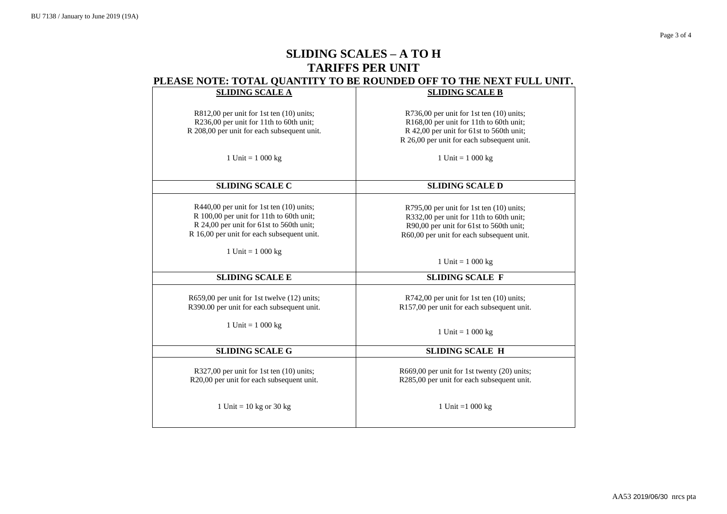# SLIDING SCALES – A TO H
## TARIFFS PER UNIT
### PLEASE NOTE: TOTAL QUANTITY TO BE ROUNDED OFF TO THE NEXT FULL UNIT.

| **SLIDING SCALE A** | **SLIDING SCALE B** |
|---|---|
| R812,00 per unit for 1st ten (10) units;<br>R236,00 per unit for 11th to 60th unit;<br>R 208,00 per unit for each subsequent unit.<br><br>1 Unit = 1 000 kg | R736,00 per unit for 1st ten (10) units;<br>R168,00 per unit for 11th to 60th unit;<br>R 42,00 per unit for 61st to 560th unit;<br>R 26,00 per unit for each subsequent unit.<br><br>1 Unit = 1 000 kg |
| **SLIDING SCALE C** | **SLIDING SCALE D** |
| R440,00 per unit for 1st ten (10) units;<br>R 100,00 per unit for 11th to 60th unit;<br>R 24,00 per unit for 61st to 560th unit;<br>R 16,00 per unit for each subsequent unit.<br><br>1 Unit = 1 000 kg | R795,00 per unit for 1st ten (10) units;<br>R332,00 per unit for 11th to 60th unit;<br>R90,00 per unit for 61st to 560th unit;<br>R60,00 per unit for each subsequent unit.<br><br>1 Unit = 1 000 kg |
| **SLIDING SCALE E** | **SLIDING SCALE F** |
| R659,00 per unit for 1st twelve (12) units;<br>R390.00 per unit for each subsequent unit.<br><br>1 Unit = 1 000 kg | R742,00 per unit for 1st ten (10) units;<br>R157,00 per unit for each subsequent unit.<br><br>1 Unit = 1 000 kg |
| **SLIDING SCALE G** | **SLIDING SCALE H** |
| R327,00 per unit for 1st ten (10) units;<br>R20,00 per unit for each subsequent unit.<br><br>1 Unit = 10 kg or 30 kg | R669,00 per unit for 1st twenty (20) units;<br>R285,00 per unit for each subsequent unit.<br><br>1 Unit =1 000 kg |

AA53 2019/06/30 nrcs pta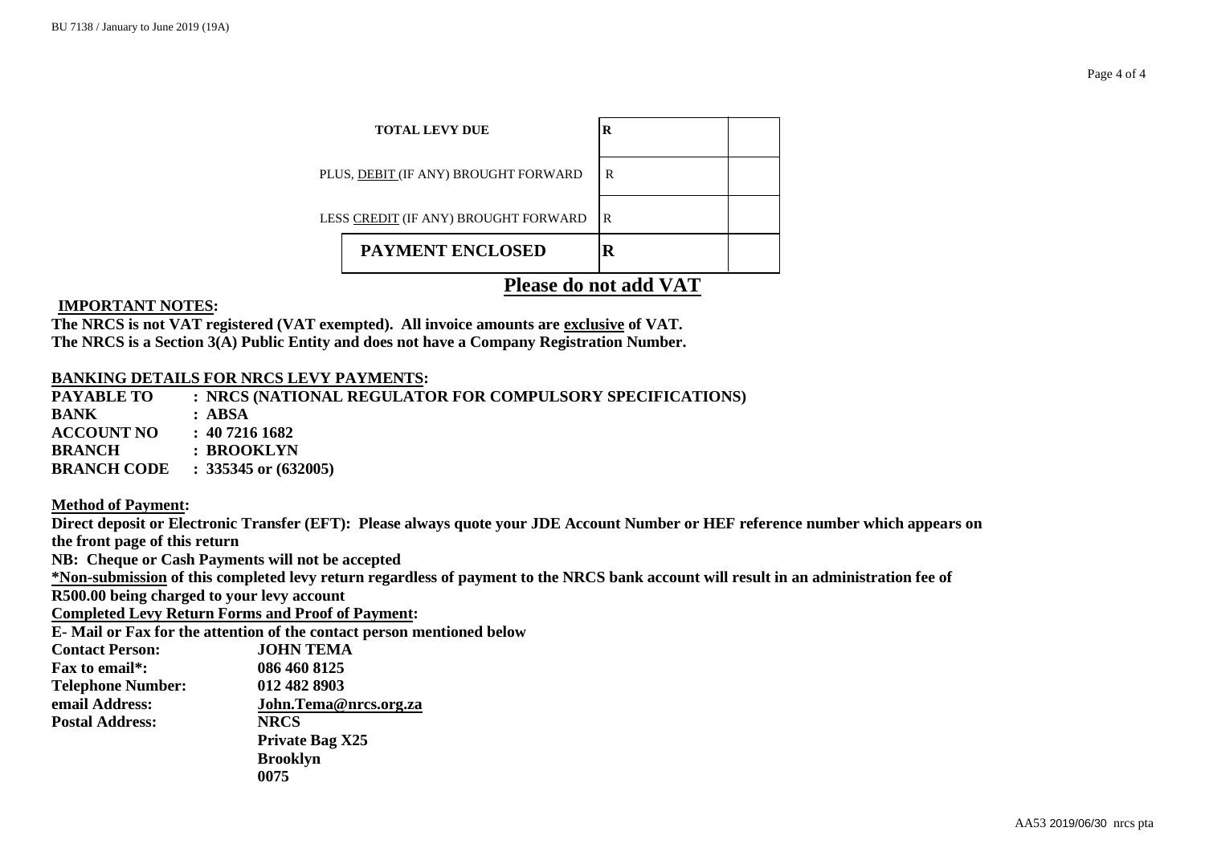| | | |
|---|---|---|
| **TOTAL LEVY DUE** | **R** | |
| PLUS, DEBIT (IF ANY) BROUGHT FORWARD | R | |
| LESS CREDIT (IF ANY) BROUGHT FORWARD | R | |
| **PAYMENT ENCLOSED** | **R** | |

**Please do not add VAT**

**IMPORTANT NOTES:**

**The NRCS is not VAT registered (VAT exempted). All invoice amounts are exclusive of VAT.**
**The NRCS is a Section 3(A) Public Entity and does not have a Company Registration Number.**

**BANKING DETAILS FOR NRCS LEVY PAYMENTS:**

**PAYABLE TO : NRCS (NATIONAL REGULATOR FOR COMPULSORY SPECIFICATIONS)**
**BANK : ABSA**
**ACCOUNT NO : 40 7216 1682**
**BRANCH : BROOKLYN**
**BRANCH CODE : 335345 or (632005)**

**Method of Payment:**

**Direct deposit or Electronic Transfer (EFT): Please always quote your JDE Account Number or HEF reference number which appears on the front page of this return**

**NB: Cheque or Cash Payments will not be accepted**

**\*Non-submission of this completed levy return regardless of payment to the NRCS bank account will result in an administration fee of R500.00 being charged to your levy account**

**Completed Levy Return Forms and Proof of Payment:**

**E- Mail or Fax for the attention of the contact person mentioned below**

**Contact Person:** **JOHN TEMA**
**Fax to email\*:** **086 460 8125**
**Telephone Number:** **012 482 8903**
**email Address:** **John.Tema@nrcs.org.za**
**Postal Address:** **NRCS**
**Private Bag X25**
**Brooklyn**
**0075**

AA53 2019/06/30 nrcs pta